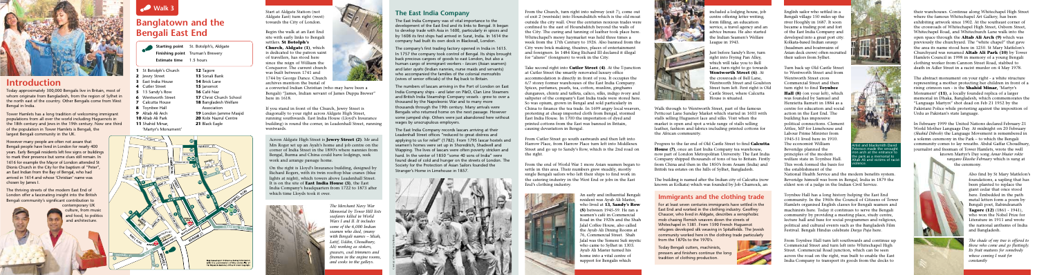# Walk 3

# Banglatown and the Bengali East End

**Starting point** St. Botolph's, Aldgate
**Finishing point** Truman's Brewery
**Estimate time** 1.5 hours

1 St Botolph's Church
2 Jewry Street
3 East India House
4 Cutler Street
5 13 Sandy's Row
6 Wentworth Street
7 Calcutta House
8 Toynbee Hall
9 Altab Ali Arch
10 Altab Ali Park
11 Shahid Minar 'Martyr's Monument'
12 Tagore
13 Sonali Bank
14 Brick Lane
15 Jamme Masjid
16 Café Naz
17 Christ Church School
18 Bangladeshi Welfare Association
19 London Jamme Masjid
20 Kobi Nazrul Centre
21 Black Eagle

## Introduction

Today approximately 300,000 Bengalis live in Britain, most of whom originate from Bangladesh, from the region of Sylhet in the north east of the country. Other Bengalis come from West Bengal in India.

Tower Hamlets has a long tradition of welcoming immigrant populations from all over the world including Huguenots in the 18th century and Jews in the 19th century. Now one third of the population in Tower Hamlets is Bengali, the largest Bengali community in the UK.

However many people are often not aware that Bengali people have lived in London for nearly 400 years. Early Bengali residents left few signs or buildings to mark their presence but some clues still remain. In 1616 for example the Mayor of London attended St Dionis Church in the City for the baptism of "Peter", an East Indian from the Bay of Bengal, who had arrived in 1614 and whose 'Christian' name was chosen by James I.

The thriving streets of the modern East End of London offer a fascinating insight into the British Bengali community's significant contribution to contemporary UK culture, from music and food, to politics and architecture.

Start at Aldgate Station (not Aldgate East) turn right (west) towards the City of London.

Begin the walk at an East End site with early links to Bengali settlers, **St Botolph's Church, Aldgate (1)**, which is dedicated to the patron saint of travellers, has stood here since the reign of William the Conqueror. The current church was built between 1741 and 1744 by George Dance. Church archives mention the burial of a converted Indian Christian (who may have been a Bengali) "James, Indian servant of James Duppa Brewer" here in 1618.

If you stand in front of the Church, Jewry Street is diagonally to your right across High Street, running southwards. East India House (Lloyd's Insurance building) is round the corner, in Leadenhall Street, running westwards.

Across Aldgate High Street is **Jewry Street (2)**. Mr and Mrs Roger set up an Ayah's home and job centre on the corner of India Street in the 1890's where nannies from Bengal, Burma and China could have lodgings, seek work and arrange passage home.

On the right is Lloyd's Insurance building, designed by Richard Rogers, with its twin rooftop blue cranes (blue lights at night), which towers above Leadenhall Street. It is on the site of **East India House (3)**, the East India Company's headquarters from 1722 to 1873 after which time Lloyds took it over.

*The Merchant Navy War Memorial by Tower Hill lists seafarers killed in World Wars I and II. It includes some of the 6,000 Indian seamen who died, (many with Bengali names – Miah, Latif, Uddin, Choudhury, Ali) working as stokers, greasers, coal trimmers and firemen in the engine rooms, and cooks in the galleys.*

## The East India Company

The East India Company was of vital importance to the development of the East End and its links to Bengal. It began to develop trade with Asia in 1600, particularly in spices and by 1608 its first ships had arrived in Surat, India. In 1614 the company had built its own dock in Blackwall, London.

The company's first trading factory opened in India in 1613. In 1757 the company took control of Bengal. Its ships brought back precious cargoes of goods to east London, but also a human cargo of immigrant workers - lascars (Asian seamen) and later *ayahs* (Indian nannies, nurse maids and servants) who accompanied the families of the colonial *memsahibs* (wives of senior officials) of the Raj back to Britain.

The numbers of lascars arriving in the Port of London on East India Company ships - and later on P&O, Clan Line Steamers and British India Steamship Company vessels - grew to over a thousand by the Napoleonic War and to many more thousands through the 19th century. Many arrivals were Bengalis who returned home on the next passage. However some jumped ship. Others were just abandoned here without wages by unscrupulous employers.

The East India Company records lascars arriving at their Leadenhall Street offices "reduced to great distress and applying to us for relief" (1782). From 1795 lascar hostels and seamen's homes were set up in Shoreditch, Shadwell and Wapping. The lives of lascars were often poverty stricken and hard. In the winter of 1850 "some 40 sons of India" were found dead of cold and hunger on the streets of London. The Society for the Protection of Asian Sailors founded the Stranger's Home in Limehouse in 1857.

From the Church, turn right into subway (exit 7), come out of exit 2 (westside) into Houndsditch which is the old moat outside the city wall. Over the centuries noxious trades were confined to the east of Houndsditch beyond the walls of the City. The curing and tanning of leather took place here. Whitechapel's messy haymarket was held three times a week from the 17th Century to 1926. Also banned from the City were brick making, theatres, places of entertainment and foreigners. In 1484 King Richard III declared it illegal for "aliens" (foreigners) to work in the City.

Take second right into **Cutler Street (4)**. At the T-junction at Cutler Street the smartly renovated luxury office accommodation is directly in front of you. It occupies the 6/7 storey former warehouses of the East India Company. Spices, perfumes, pearls, tea, cotton, muslins, ginghams dungarees, chintz and taffeta, calico, silks, indigo ivory and saltpeter of the company's East India trade were stored here. So was opium, grown in Bengal and sold particularly to China to finance the tea trade. In 1699 angry local weavers, protesting at cheap imported cloth from Bengal, stormed East India House. In 1700 the importation of dyed and printed cottons from the East was banned in Britain, causing devastation in Bengal.

From Cutler Street go south eastwards and then left into Harrow Place, from Harrow Place turn left into Middlesex Street and go up to Sandy's Row, which is the 2nd road on the right.

From the end of World War I more Asian seamen began to settle in this area. Their numbers grew steadily, mostly single Bengali sailors who left their ships to find work in the catering industry in the West End or jobs in the East End's clothing industry.

An early and influential Bengali resident was Ayub Ali Master, who lived at **13, Sandy's Row (5)** between 1945-59. He ran a seamen's café in Commercial Road in the 1920s and the Shah Jalal Coffee House, also called the *Ayub Ali Dining Rooms* at 76, Commercial Street. Shah Jalal was the Yemeni Sufi mystic who came to Sylhet in 1303. Ayub Ali Master turned his home into a vital centre of support for Bengalis which included a lodging house, job centre offering letter writing, form filling, an education service, a travel agency and an advice bureau. He also started the Indian Seamen's Welfare League in 1943.

Just before Sandy's Row, turn right into Frying Pan Alley, which will take you to Bell Lane, turn right to go towards **Wentworth Street (6)**. At the crossroads of Bell Lane, Wentworth Street and Goulston Street turn left. First right is Old Castle Street, where Calcutta House is situated.

Walk through to Wentworth Street, part of the famous Petticoat Lane Sunday Market which started in 1603 with stalls selling Huguenot lace and silk. Visit when the market is open and spot a wide range of stalls selling leather, fashion and fabrics including printed cottons for the African community.

Progress to the far end of Old Castle Street to find **Calcutta House (7)**, once an East India Company tea warehouse, now part of London Metropolitan University. The East India Company shipped thousands of tons of tea to Britain. Firstly from China and then in the 1850's from Assam (India) and British tea estates on the hills of Sylhet, Bangladesh.

The building is named after the Indian city of Calcutta (now known as Kolkata) which was founded by Job Charnock, an English sailor who settled in a Bengali village 150 miles up the river Hooghly in 1687. It soon became a trading post and fort of the East India Company and developed into a great port city. Kolkata-based Indian *sarangs* (headmen and boatswains of Asian deck crews) often recruited their sailors from Sylhet.

Turn back up Old Castle Street to Wentworth Street and from Wentworth Street cross Commercial Street and then turn right to find **Toynbee Hall (8)** on your left, which was founded by Samuel and Henrietta Barnett in 1884 as a centre for education and social action in the East End. The building has impressive political connections. Clement Attlee, MP for Limehouse and Labour Prime Minister from 1945-51 lived here in 1910. The economist William Beveridge planned the principles of the modern welfare state in Toynbee Hall. This work formed the basis for the establishment of the National Health Service and the modern benefits system. Beveridge himself was born in Bengal, India in 1879 the eldest son of a judge in the Indian Civil Service.

Artist and blacksmith David Peterson made the wrought iron arch at the entrance to the park as a memorial to Altab Ali and victims of racist violence.

Toynbee Hall has a long history helping the East End community. In the 1960s the Council of Citizens of Tower Hamlets organised English classes for Bengali seamen and machinists here. Today it continues to serve the Bengali community by providing a meeting place, study centre, lecture hall and base for social programmes and religious, political and cultural events such as the Bangladesh Film Festival. Bengali Hindus celebrate *Durga Puja* here.

From Toynbee Hall turn left southwards and continue up Commercial Street and turn left into Whitechapel High Street. Commercial Road junction, which can be seen across the road on the right, was built to enable the East India Company to transport its goods from the docks to their warehouses. Continue along Whitechapel High Street where the famous Whitechapel Art Gallery, has been exhibiting artwork since 1902. At the southeast corner of the crossroads of Whitechapel High Street, Osborn Street, Whitechapel Road, and Whitechurch Lane walk into the open space through the **Altab Ali Arch (9)** which was previously the churchyard. The "white chapel" that gave the area its name stood here in 1250. St Mary Matfelon's Churchyard was renamed **Altab Ali Park (10)** by Tower Hamlets Council in 1998 in memory of a young Bengali clothing worker from Cannon Street Road, stabbed to death in Adler Street in a racist murder on 4 May 1978.

The abstract monument on your right - a white structure representing a mother protecting her children in front of a rising crimson sun - is the **Shahid Minar**, 'Martyr's Monument' **(11)**, a locally founded replica of a larger memorial in Dhaka, Bangladesh, which commemorates the "Language Martyrs" shot dead on Feb 21 1952 by the Pakistani Police while protesting against the imposition of Urdu as Pakistan's state language.

In February 1999 the United Nations declared February 21 World Mother Language Day. At midnight on 20 February (*Shahid Dibosh*) the Language Movement is remembered in a solemn ceremony in the Park - to which the Bengali community comes to lay wreaths. Abdul Gaffar Choudhury, journalist and freeman of Tower Hamlets, wrote the well known Martyr's Day song *Amar bhaier rokte rangano Ekushe February* which is sung at the ceremony.

Also find by St Mary Matfelon's foundations, a sapling that has been planted to replace the giant cedar that once stood here. Embedded in the path metal letters form a poem by Bengali poet, Rabindranath **Tagore (12)** (1861 - 1941), who won the Nobel Prize for Literature in 1913 and wrote the national anthems of India and Bangladesh.

*The shade of my tree is offered to those who come and go fleetingly. Its fruit matures for somebody whose coming I wait for constantly*

## Immigrants and the clothing trade

For at least seven centuries immigrants have settled in the East End and worked in the clothing industry. Geoffrey Chaucer, who lived in Aldgate, describes a xenophobic mob chasing Flemish weavers down the streets of Whitechapel in 1381. From 1590 French Huguenot refugees developed silk weaving in Spitalfields. The Jewish community worked here in the clothing trade particularly from the 1870s to the 1970s.

Today Bengali cutters, machinists, pressers and finishers continue the long tradition of clothing production.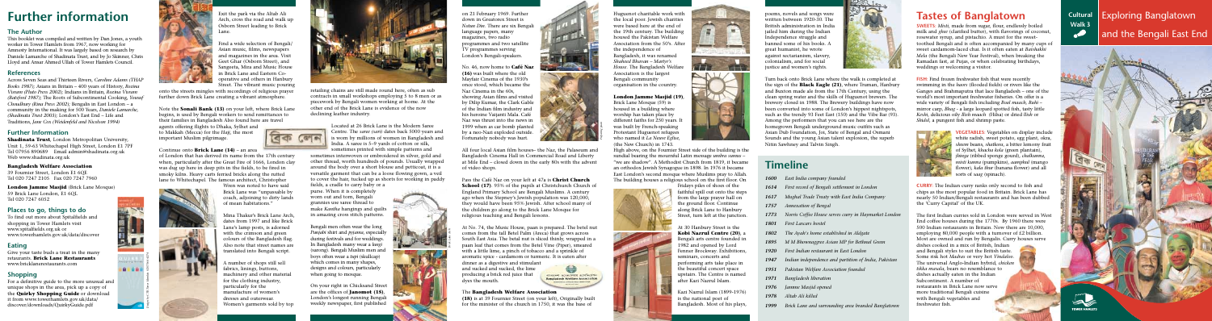# Further information

### The Author

This booklet was compiled and written by Dan Jones, a youth worker in Tower Hamlets from 1967, now working for Amnesty International. It was largely based on research by Danida Lamarche of Shadinata Trust, and by Jo Skinner, Chris Lloyd and Ansar Ahmed Ullah of Tower Hamlets Council.

### References

Across Seven Seas and Thirteen Rivers, *Caroline Adams (THAP Books 1987)*; Asians in Britain – 400 years of History, *Rozina Visram (Pluto Press 2002)*; Indians in Britain, *Rozina Visram (Batsford 1987)*; The Roots of Subcontinental Cooking, *Yousuf Choudhury (Sylheti Press 2002)*; Bengalis in East London – a community in the making for 500 Years, *Danielle Lamarche, (Shadinata Trust 2003)*; London's East End – Life and Traditions, *Jane Cox (Weidenfeld and Nicolson 1994)*

### Further Information

**Shadinata Trust**, London Metropolitan University, Unit 1, 59-63 Whitechapel High Street, London E1 7PF
Tel 07956 890680 Email admin@shadinata.org.uk
Web www.shadinata.org.uk

**Bangladesh Welfare Association**
39 Fournier Street, London E1 6QE
Tel 020 7247 2105 Fax 020 7247 7960

**London Jamme Masjid** (Brick Lane Mosque)
59 Brick Lane London, E1 6QL
Tel 020 7247 6052

### Places to go, things to do

To find out more about Spitalfields and shopping in Tower Hamlets view www.spitalfields.org.uk or www.towerhamlets.gov.uk/data/discover

### Eating

Give your taste buds a treat in the many restaurants. **Brick Lane Restaurants**
www.bricklanerestaurants.com

### Shopping

For a definitive guide to the more unusual and unique shops in the area, pick up a copy of the **Quirky Shopping Guide** or download it from www.towerhamlets.gov.uk/data/discover/downloads/QuirkyGuide.pdf

Exit the park via the Altab Ali Arch, cross the road and walk up Osborn Street leading to Brick Lane.

Find a wide selection of Bengali/Asian music, films, newspapers and magazines in the area. Visit Geet Ghar (Osborn Street), and Sangeeta, Mita and Music House in Brick Lane and Eastern Co-operative and others in Hanbury Street. The vibrant music pouring onto the streets mingles with recordings of religious prayer further down Brick Lane creating a vibrant atmosphere.

Note the **Swadi Bank (13)** on your left, where Brick Lane begins, is used by Bengali workers to send remittances to their families in Bangladesh Also found here are travel agents offering flights to Dhaka, Sylhet and to Makkah (Mecca) for the *Hajj*, the most important Muslim pilgrimage.

Continue onto **Brick Lane (14)** – an area of London that has derived its name from the 17th century when, particularly after the Great Fire of 1666, London clay was dug up here in deep pits in the fields, to be fired in smoky kilns. Heavy carts ferried bricks along the rutted lane to Whitechapel. The famous architect, Christopher Wren was noted to have said Brick Lane was "unpassable by coach, adjoining to dirty lands of mean habitations."

Mina Thakur's Brick Lane Arch, dates from 1997 and like Brick Lane's lamp posts, is adorned with the crimson and green colours of the Bangladesh flag. Also note that street names are translated into Bengali script.

A number of shops still sell fabrics, linings, buttons, machinery and other material for the clothing industry, particularly for the manufacture of women's dresses and outerwear. Women's garments sold by top retailing chains are still made round here, often as sub contracts in small workshops employing 5 to 8 men or as piecework by Bengali women working at home. At the other end of the Brick Lane is evidence of the now declining leather industry.

Located at 26 Brick Lane is the Modern Saree Centre. The *saree* (sari) dates back 5000 years and is worn by millions of women in Bangladesh and India. A saree is 5–9 yards of cotton or silk, sometimes printed with simple patterns and sometimes interwoven or embroidered in silver, gold and other thread, with hundreds of pounds. Usually wrapped around the body over a short blouse and petticoat, it is a versatile garment that can be a loose flowing gown, a veil to cover the hair, tucked up as shorts for working in paddy fields, a cradle to carry baby or a purse. When it is completely worn out and torn, Bengali grannies use same thread to make *Kantha* hangings and quilts in amazing cross stitch patterns.

Bengali men often wear the long *Panjabi* shirt and pyjama, especially during festivals and for weddings. In Bangladesh many wear a *lungi* (sarong). Bengali Muslim men and boys often wear a *topi* (skullcap) which comes in many shapes, designs and colours, particularly when going to mosque.

On your right in Chicksand Street are the offices of **Janomot (15)**, London's longest running Bengali weekly newspaper, first published on 21 February 1969. Further down in Greatorex Street is *Notun Din*. There are six Bengali language papers, many magazines, two radio programmes and two satellite TV programmes serving London's Bengali-speakers.

No. 46, now home to **Café Naz (16)** was built where the old Mayfair Cinema of the 1930's once stood, which became the Naz Cinema in the 60s, showing Asian films and visited by Dilip Kumar, the Clark Gable of the Indian film industry and his heroine Vaijanti Mala. Café Naz was thrust into the news in 1999 when as car bomb planted by a neo-Nazi exploded outside. Fortunately nobody was hurt.

All four local Asian film houses– the Naz, the Palaseum and Bangladesh Cinema Hall in Commercial Road and Liberty at Mile End – closed down in the early 80s with the advent of video shops.

Pass the Café Naz on your left at 47a is **Christ Church School (17)**: 95% of the pupils at Christchurch Church of England Primary School are Bengali Muslims. A century ago when the Stepney's Jewish population was 120,000, they would have been 95% Jewish. After school many of the children go along to the Brick Lane Mosque for religious teaching and Bengali lessons.

At No. 74, the Music House, paan is prepared. The betel nut comes from the tall Betel Palm (*Areca*) that grows across South East Asia. The betal nut is sliced thinly, wrapped in a paan leaf that comes from the Betel Vine (*Piper*), smeared with a little lime, a pinch of tobacco and a sprinkle of aromatic spice - cardamom or turmeric. It is eaten after dinner as a digestive and stimulant and sucked and sucked, the lime producing a brick red juice that dyes the mouth.

The **Bangladesh Welfare Association (18)** is at 39 Fournier Street (on your left), Originally built for the minister of the church in 1750, it was the base of Huguenot charitable work with the local poor. Jewish charities were based here at the end of the 19th century. The building housed the Pakistan Welfare Association from the 50's. After the independence of Bangladesh, it was renamed *Shaheed Bhavan – Martyr's House*. The Bangladesh Welfare Association is the largest Bengali community organisation in the country.

**London Jamme Masjid (19)**, Brick Lane Mosque (59) is housed in a building whose worship has taken place by different faiths for 250 years. It was built by French-speaking Protestant Huguenot refugees who named it *La Neuve Eglise*, (the New Church) in 1743. High above, on the Fournier Street side of the building is the sundial bearing the mournful Latin message *umbra sumus* – "we are shadow". A Methodist Church from 1819, it became an orthodox Jewish Synagogue in 1898. In 1976 it became East London's second mosque where Muslims pray to Allah. The building houses a religious school on the first floor. On Fridays piles of shoes of the faithful spill out onto the steps from the large prayer hall on the ground floor. Continue along Brick Lane to Hanbury Street, turn left at the junction.

At 30 Hanbury Street is the **Kobi Nazrul Centre (20)**, a Bengali arts centre founded in 1982 and opened by Lord Fenner Brockway. Exhibitions, seminars, concerts and performing arts take place in the beautiful concert space upstairs. The Centre is named after Kazi Nazrul Islam.

Kazi Nazrul Islam (1899-1976) is the national poet of Bangladesh. Most of his plays, poems, novels and songs were written between 1920-31. The British administration in India jailed him during the Indian Independence struggle and banned some of his books. A great humanist, he wrote against sectarianism, slavery, colonialism, and for social justice and women's rights.

Turn back onto Brick Lane where the walk is completed at the sign of the **Black Eagle (21)**, where Truman, Hanbury and Buxton made ale from the 17th Century, using the clean spring water and the skills of Huguenot brewers. The brewery closed in 1988. The Brewery buildings have now been converted into some of London's hippest nightspots, such as the trendy 93 Feet East (150) and the Vibe Bar (93). Among the performers that you can see here are the homegrown Bengali underground music outfits such as Asian Dub Foundation, Joi, State of Bengal and Osmani Sounds and the young Asian talent explosion, the superb Nitin Sawhney and Talvin Singh.

## Timeline

- *1600* East India company founded
- *1614* First record of Bengali settlement in London
- *1617* Mughal Trade Treaty with East India Company
- *1757* Annexation of Bengal
- *1773* Norris Coffee House serves curry in Haymarket London
- *1801* First Lascars hostel
- *1802* The Ayah's home established in Aldgate
- *1895* 'Id M Bhowmaggree Asian MP for Bethnal Green
- *1920* First Indian restaurant in East London
- *1947* Indian independence and partition of India, Pakistan
- *1951* Pakistan Welfare Association founded
- *1971* Bangladesh liberation
- *1976* Jamme Masjid opened
- *1978* Altab Ali killed
- *1999* Brick Lane and surrounding area branded Banglatown

# Tastes of Banglatown

**SWEETS:** *Misti*, made from sugar, flour, endlessly boiled milk and *ghee* (clarified butter), with flavorings of coconut, rosewater syrup, and pistachio. A must for the sweet-toothed Bengali and is often accompanied by many cups of sweet cardamom-laced chai. Is it often eaten at *Baishakhi Mela* (the Bengali New Year festival), when breaking the Ramadan fast, at Pujas, or when celebrating birthdays, weddings or welcoming a visitor.

**FISH:** Find frozen freshwater fish that were recently swimming in the *haors* (flooded fields) or rivers like the Ganges and Brahmaputra that lace Bangladesh – one of the world's most important freshwater fisheries. On offer is a wide variety of Bengali fish including *Rupi maach, Rahi* – mirror carp, *Bhagi* - a large leopard spotted fish, tasty little *Keski*, delicious oily *Rish maach* (Hilsa) or dried fish or *Shidol*, a pungent fish and shrimp paste.

**VEGETABLES:** Vegetables on display include white radish, sweet potato, egg plant, okra, shoots beans, *shatkora*, a bitter lemony fruit of Sylhet, *khadu kola* (green plantain), *jhinga* (ribbed sponge gourd), *chalkumra*, *mishti kumra* (pumpkins), *aumphul* (mango flower), *kaka bhur* (banana flower) and all sorts of *saag* (spinach).

**CURRY:** The Indian curry ranks only second to fish and chips as the most popular food in Britain. Brick Lane has nearly 50 Indian/Bengali restaurants and has been dubbed the 'Curry Capital' of the UK.

The first Indian curries sold in London were served in West End coffee houses during the 1770s. By 1960 there were 500 Indian restaurants in Britain. Now there are 10,000, employing 80,000 people with a turnover of £2 billion. Most are owned and run by Bengalis. Curry houses serve dishes cooked in a mix of British, Indian and Bengali styles to suit the British taste. Some stick to *Madras* or very hot *Vindaloo*. The universal Anglo-Indian hybrid, *chicken tikka masala*, bears no resemblance to dishes actually eaten in the Indian Subcontinent. A number of restaurants in Brick Lane now serve more traditional Bengali cuisine with Bengali vegetables and freshwater fish.

## Cultural Walk 3

# Exploring Banglatown and the Bengali East End